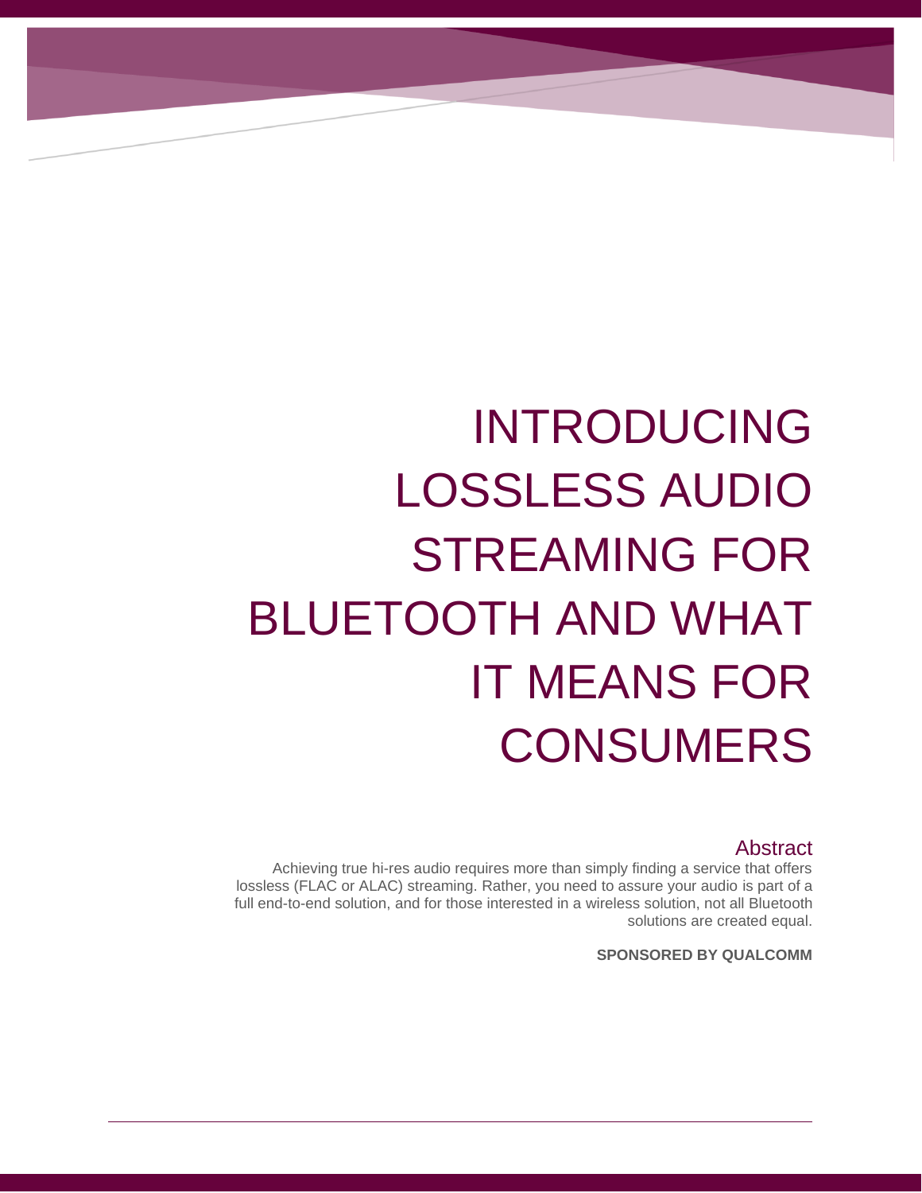# INTRODUCING LOSSLESS AUDIO STREAMING FOR BLUETOOTH AND WHAT IT MEANS FOR CONSUMERS

## Abstract

Achieving true hi-res audio requires more than simply finding a service that offers lossless (FLAC or ALAC) streaming. Rather, you need to assure your audio is part of a full end-to-end solution, and for those interested in a wireless solution, not all Bluetooth solutions are created equal.

**SPONSORED BY QUALCOMM**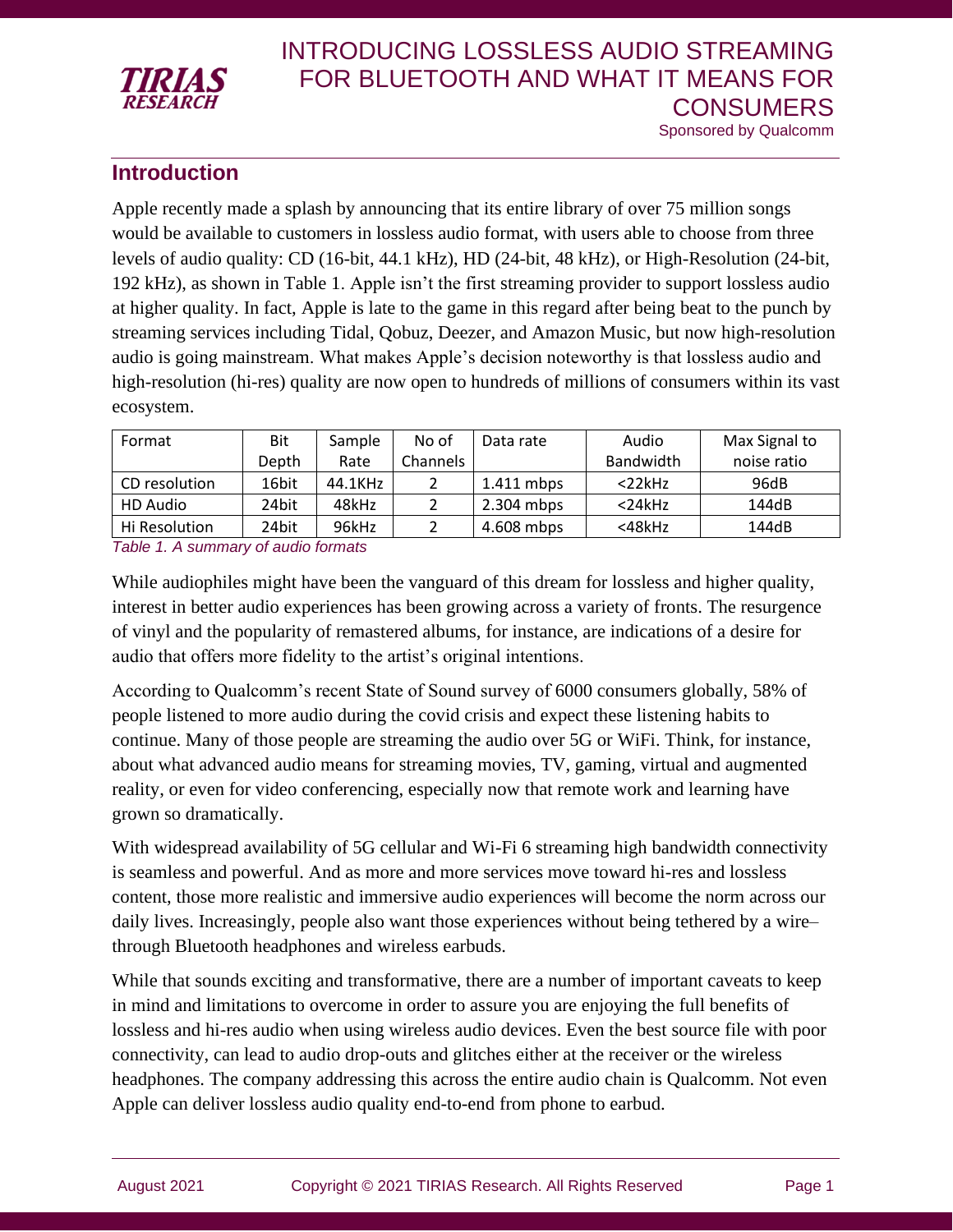# INTRODUCING LOSSLESS AUDIO STREAMING FOR BLUETOOTH AND WHAT IT MEANS FOR CONSUMERS

Sponsored by Qualcomm

## Introduction

Apple recently made a splash by announcing that its entire library of over 75 million songs would be available to customers in lossless audio format, with users able to choose from three levels of audio quality: CD (16-bit, 44.1 kHz), HD (24-bit, 48 kHz), or High-Resolution (24-bit, 192 kHz), as shown in Table 1. Apple isn't the first streaming provider to support lossless audio at higher quality. In fact, Apple is late to the game in this regard after being beat to the punch by streaming services including Tidal, Qobuz, Deezer, and Amazon Music, but now high-resolution audio is going mainstream. What makes Apple's decision noteworthy is that lossless audio and high-resolution (hi-res) quality are now open to hundreds of millions of consumers within its vast ecosystem.

| Format | Bit Depth | Sample Rate | No of Channels | Data rate | Audio Bandwidth | Max Signal to noise ratio |
|---|---|---|---|---|---|---|
| CD resolution | 16bit | 44.1KHz | 2 | 1.411 mbps | <22kHz | 96dB |
| HD Audio | 24bit | 48kHz | 2 | 2.304 mbps | <24kHz | 144dB |
| Hi Resolution | 24bit | 96kHz | 2 | 4.608 mbps | <48kHz | 144dB |

*Table 1. A summary of audio formats*

While audiophiles might have been the vanguard of this dream for lossless and higher quality, interest in better audio experiences has been growing across a variety of fronts. The resurgence of vinyl and the popularity of remastered albums, for instance, are indications of a desire for audio that offers more fidelity to the artist's original intentions.

According to Qualcomm's recent State of Sound survey of 6000 consumers globally, 58% of people listened to more audio during the covid crisis and expect these listening habits to continue. Many of those people are streaming the audio over 5G or WiFi. Think, for instance, about what advanced audio means for streaming movies, TV, gaming, virtual and augmented reality, or even for video conferencing, especially now that remote work and learning have grown so dramatically.

With widespread availability of 5G cellular and Wi-Fi 6 streaming high bandwidth connectivity is seamless and powerful. And as more and more services move toward hi-res and lossless content, those more realistic and immersive audio experiences will become the norm across our daily lives. Increasingly, people also want those experiences without being tethered by a wire– through Bluetooth headphones and wireless earbuds.

While that sounds exciting and transformative, there are a number of important caveats to keep in mind and limitations to overcome in order to assure you are enjoying the full benefits of lossless and hi-res audio when using wireless audio devices. Even the best source file with poor connectivity, can lead to audio drop-outs and glitches either at the receiver or the wireless headphones. The company addressing this across the entire audio chain is Qualcomm. Not even Apple can deliver lossless audio quality end-to-end from phone to earbud.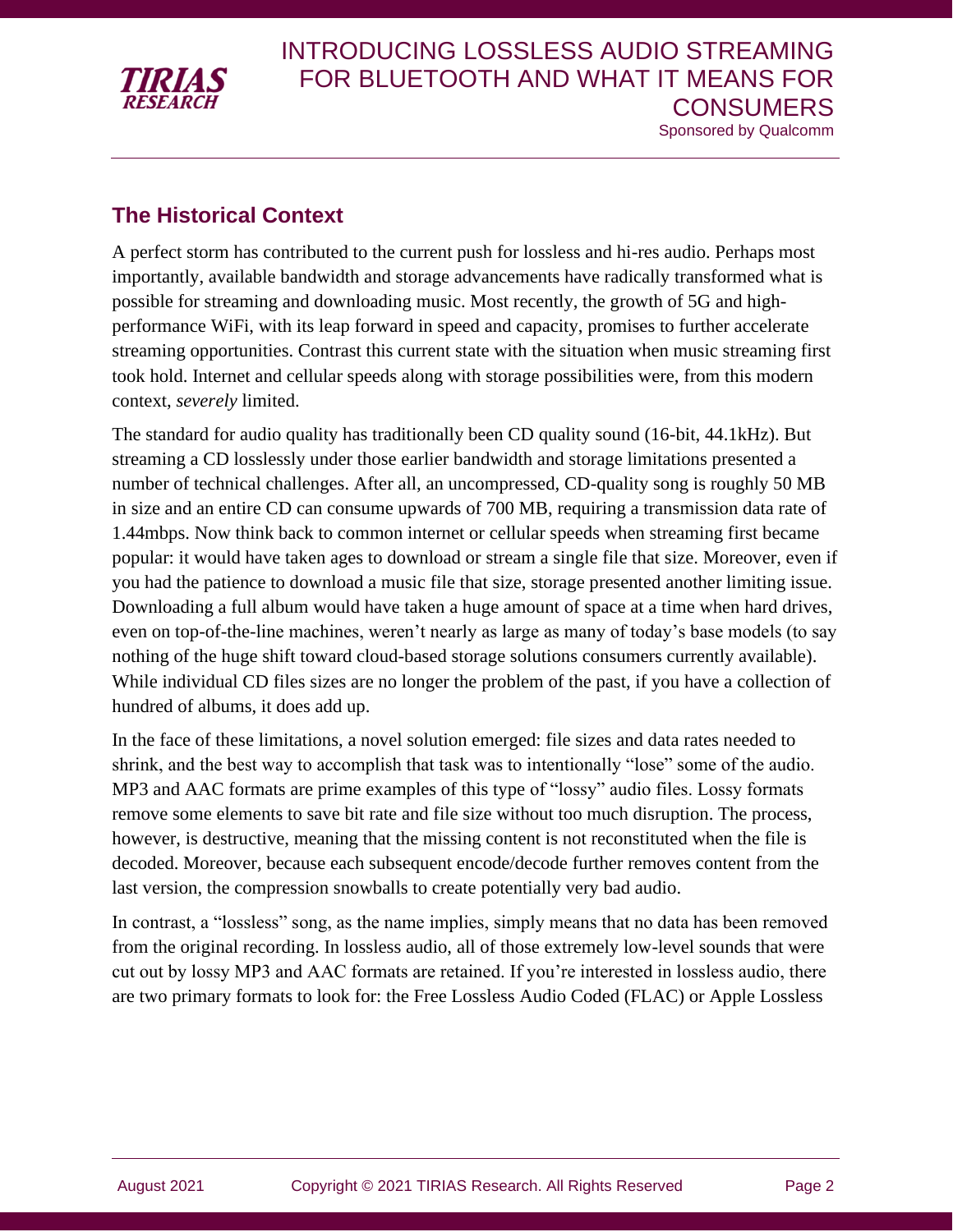## The Historical Context

A perfect storm has contributed to the current push for lossless and hi-res audio. Perhaps most importantly, available bandwidth and storage advancements have radically transformed what is possible for streaming and downloading music. Most recently, the growth of 5G and high-performance WiFi, with its leap forward in speed and capacity, promises to further accelerate streaming opportunities. Contrast this current state with the situation when music streaming first took hold. Internet and cellular speeds along with storage possibilities were, from this modern context, *severely* limited.

The standard for audio quality has traditionally been CD quality sound (16-bit, 44.1kHz). But streaming a CD losslessly under those earlier bandwidth and storage limitations presented a number of technical challenges. After all, an uncompressed, CD-quality song is roughly 50 MB in size and an entire CD can consume upwards of 700 MB, requiring a transmission data rate of 1.44mbps. Now think back to common internet or cellular speeds when streaming first became popular: it would have taken ages to download or stream a single file that size. Moreover, even if you had the patience to download a music file that size, storage presented another limiting issue. Downloading a full album would have taken a huge amount of space at a time when hard drives, even on top-of-the-line machines, weren't nearly as large as many of today's base models (to say nothing of the huge shift toward cloud-based storage solutions consumers currently available). While individual CD files sizes are no longer the problem of the past, if you have a collection of hundred of albums, it does add up.

In the face of these limitations, a novel solution emerged: file sizes and data rates needed to shrink, and the best way to accomplish that task was to intentionally "lose" some of the audio. MP3 and AAC formats are prime examples of this type of "lossy" audio files. Lossy formats remove some elements to save bit rate and file size without too much disruption. The process, however, is destructive, meaning that the missing content is not reconstituted when the file is decoded. Moreover, because each subsequent encode/decode further removes content from the last version, the compression snowballs to create potentially very bad audio.

In contrast, a "lossless" song, as the name implies, simply means that no data has been removed from the original recording. In lossless audio, all of those extremely low-level sounds that were cut out by lossy MP3 and AAC formats are retained. If you're interested in lossless audio, there are two primary formats to look for: the Free Lossless Audio Coded (FLAC) or Apple Lossless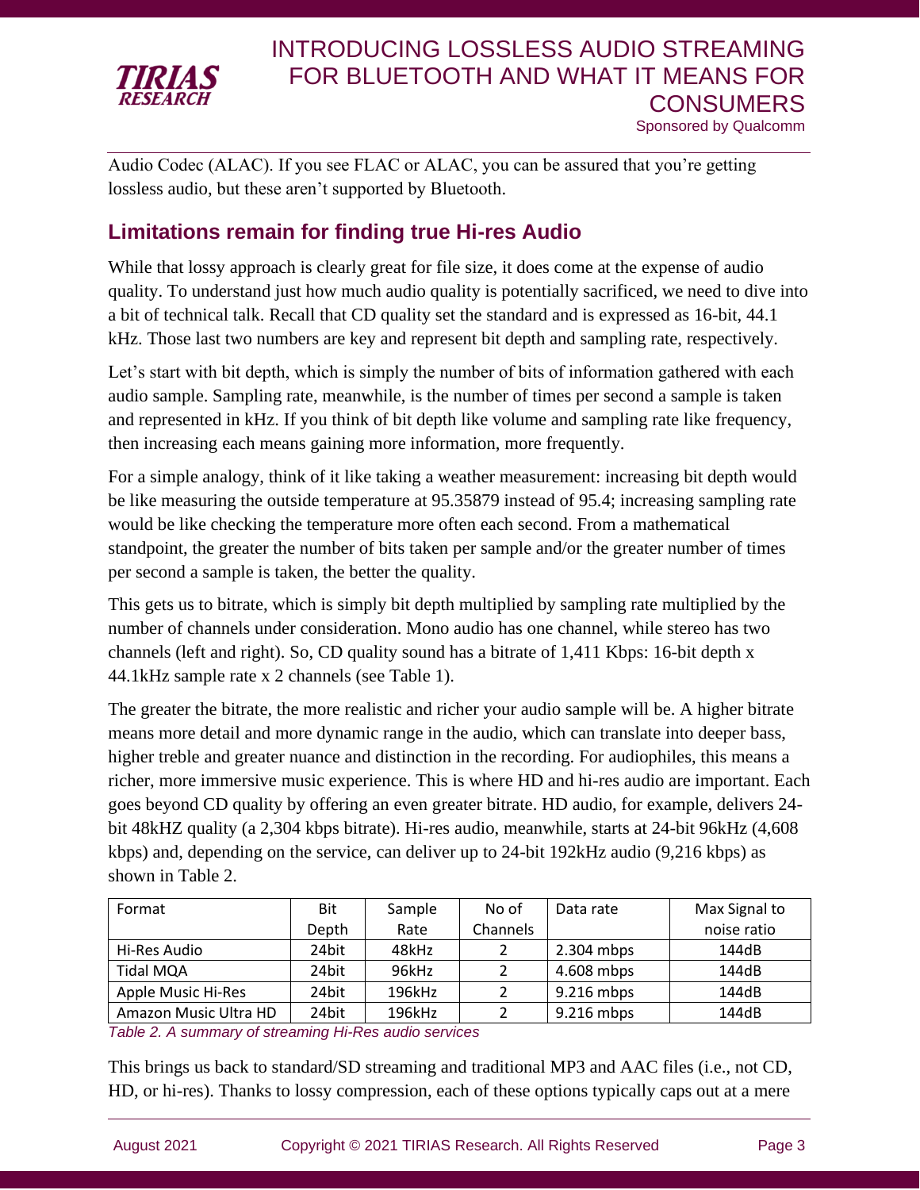Audio Codec (ALAC). If you see FLAC or ALAC, you can be assured that you're getting lossless audio, but these aren't supported by Bluetooth.

## Limitations remain for finding true Hi-res Audio

While that lossy approach is clearly great for file size, it does come at the expense of audio quality. To understand just how much audio quality is potentially sacrificed, we need to dive into a bit of technical talk. Recall that CD quality set the standard and is expressed as 16-bit, 44.1 kHz. Those last two numbers are key and represent bit depth and sampling rate, respectively.

Let's start with bit depth, which is simply the number of bits of information gathered with each audio sample. Sampling rate, meanwhile, is the number of times per second a sample is taken and represented in kHz. If you think of bit depth like volume and sampling rate like frequency, then increasing each means gaining more information, more frequently.

For a simple analogy, think of it like taking a weather measurement: increasing bit depth would be like measuring the outside temperature at 95.35879 instead of 95.4; increasing sampling rate would be like checking the temperature more often each second. From a mathematical standpoint, the greater the number of bits taken per sample and/or the greater number of times per second a sample is taken, the better the quality.

This gets us to bitrate, which is simply bit depth multiplied by sampling rate multiplied by the number of channels under consideration. Mono audio has one channel, while stereo has two channels (left and right). So, CD quality sound has a bitrate of 1,411 Kbps: 16-bit depth x 44.1kHz sample rate x 2 channels (see Table 1).

The greater the bitrate, the more realistic and richer your audio sample will be. A higher bitrate means more detail and more dynamic range in the audio, which can translate into deeper bass, higher treble and greater nuance and distinction in the recording. For audiophiles, this means a richer, more immersive music experience. This is where HD and hi-res audio are important. Each goes beyond CD quality by offering an even greater bitrate. HD audio, for example, delivers 24-bit 48kHZ quality (a 2,304 kbps bitrate). Hi-res audio, meanwhile, starts at 24-bit 96kHz (4,608 kbps) and, depending on the service, can deliver up to 24-bit 192kHz audio (9,216 kbps) as shown in Table 2.

| Format | Bit Depth | Sample Rate | No of Channels | Data rate | Max Signal to noise ratio |
|---|---|---|---|---|---|
| Hi-Res Audio | 24bit | 48kHz | 2 | 2.304 mbps | 144dB |
| Tidal MQA | 24bit | 96kHz | 2 | 4.608 mbps | 144dB |
| Apple Music Hi-Res | 24bit | 196kHz | 2 | 9.216 mbps | 144dB |
| Amazon Music Ultra HD | 24bit | 196kHz | 2 | 9.216 mbps | 144dB |

*Table 2. A summary of streaming Hi-Res audio services*

This brings us back to standard/SD streaming and traditional MP3 and AAC files (i.e., not CD, HD, or hi-res). Thanks to lossy compression, each of these options typically caps out at a mere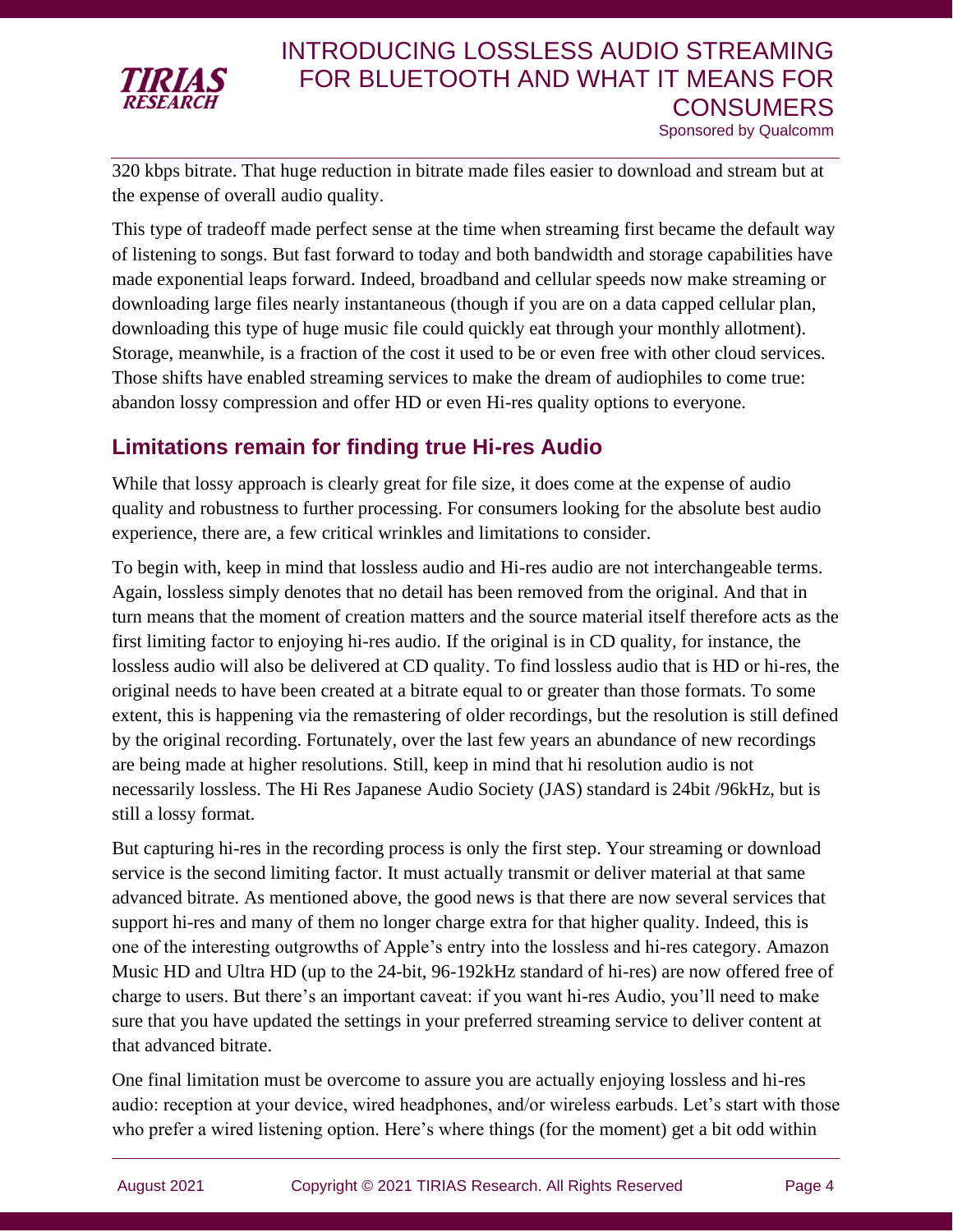320 kbps bitrate. That huge reduction in bitrate made files easier to download and stream but at the expense of overall audio quality.

This type of tradeoff made perfect sense at the time when streaming first became the default way of listening to songs. But fast forward to today and both bandwidth and storage capabilities have made exponential leaps forward. Indeed, broadband and cellular speeds now make streaming or downloading large files nearly instantaneous (though if you are on a data capped cellular plan, downloading this type of huge music file could quickly eat through your monthly allotment). Storage, meanwhile, is a fraction of the cost it used to be or even free with other cloud services. Those shifts have enabled streaming services to make the dream of audiophiles to come true: abandon lossy compression and offer HD or even Hi-res quality options to everyone.

## Limitations remain for finding true Hi-res Audio

While that lossy approach is clearly great for file size, it does come at the expense of audio quality and robustness to further processing. For consumers looking for the absolute best audio experience, there are, a few critical wrinkles and limitations to consider.

To begin with, keep in mind that lossless audio and Hi-res audio are not interchangeable terms. Again, lossless simply denotes that no detail has been removed from the original. And that in turn means that the moment of creation matters and the source material itself therefore acts as the first limiting factor to enjoying hi-res audio. If the original is in CD quality, for instance, the lossless audio will also be delivered at CD quality. To find lossless audio that is HD or hi-res, the original needs to have been created at a bitrate equal to or greater than those formats. To some extent, this is happening via the remastering of older recordings, but the resolution is still defined by the original recording. Fortunately, over the last few years an abundance of new recordings are being made at higher resolutions. Still, keep in mind that hi resolution audio is not necessarily lossless. The Hi Res Japanese Audio Society (JAS) standard is 24bit /96kHz, but is still a lossy format.

But capturing hi-res in the recording process is only the first step. Your streaming or download service is the second limiting factor. It must actually transmit or deliver material at that same advanced bitrate. As mentioned above, the good news is that there are now several services that support hi-res and many of them no longer charge extra for that higher quality. Indeed, this is one of the interesting outgrowths of Apple's entry into the lossless and hi-res category. Amazon Music HD and Ultra HD (up to the 24-bit, 96-192kHz standard of hi-res) are now offered free of charge to users. But there's an important caveat: if you want hi-res Audio, you'll need to make sure that you have updated the settings in your preferred streaming service to deliver content at that advanced bitrate.

One final limitation must be overcome to assure you are actually enjoying lossless and hi-res audio: reception at your device, wired headphones, and/or wireless earbuds. Let's start with those who prefer a wired listening option. Here's where things (for the moment) get a bit odd within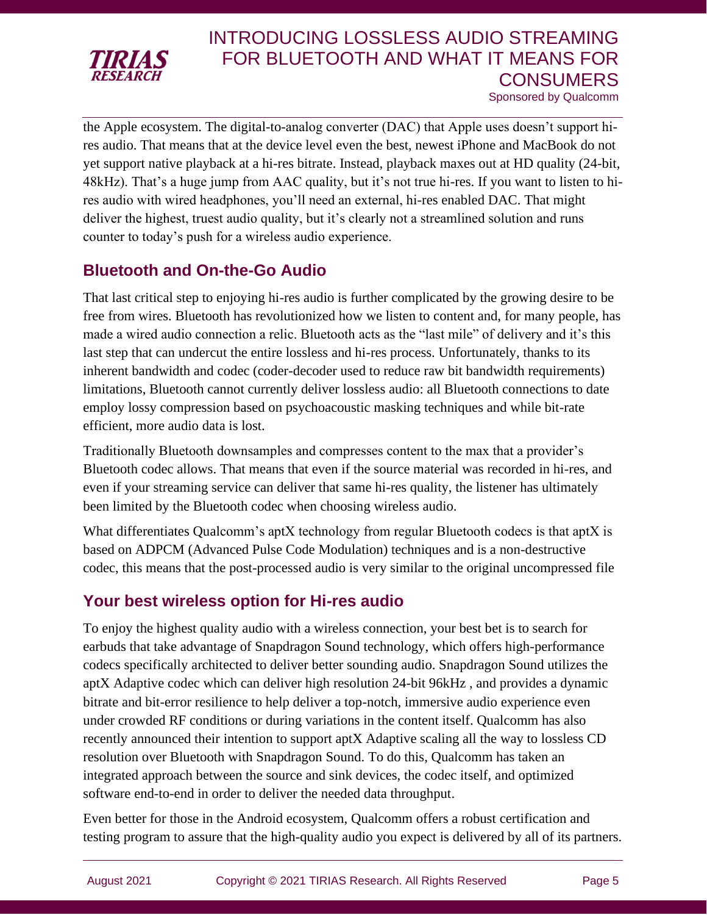the Apple ecosystem. The digital-to-analog converter (DAC) that Apple uses doesn't support hi-res audio. That means that at the device level even the best, newest iPhone and MacBook do not yet support native playback at a hi-res bitrate. Instead, playback maxes out at HD quality (24-bit, 48kHz). That's a huge jump from AAC quality, but it's not true hi-res. If you want to listen to hi-res audio with wired headphones, you'll need an external, hi-res enabled DAC. That might deliver the highest, truest audio quality, but it's clearly not a streamlined solution and runs counter to today's push for a wireless audio experience.

## Bluetooth and On-the-Go Audio

That last critical step to enjoying hi-res audio is further complicated by the growing desire to be free from wires. Bluetooth has revolutionized how we listen to content and, for many people, has made a wired audio connection a relic. Bluetooth acts as the "last mile" of delivery and it's this last step that can undercut the entire lossless and hi-res process. Unfortunately, thanks to its inherent bandwidth and codec (coder-decoder used to reduce raw bit bandwidth requirements) limitations, Bluetooth cannot currently deliver lossless audio: all Bluetooth connections to date employ lossy compression based on psychoacoustic masking techniques and while bit-rate efficient, more audio data is lost.

Traditionally Bluetooth downsamples and compresses content to the max that a provider's Bluetooth codec allows. That means that even if the source material was recorded in hi-res, and even if your streaming service can deliver that same hi-res quality, the listener has ultimately been limited by the Bluetooth codec when choosing wireless audio.

What differentiates Qualcomm's aptX technology from regular Bluetooth codecs is that aptX is based on ADPCM (Advanced Pulse Code Modulation) techniques and is a non-destructive codec, this means that the post-processed audio is very similar to the original uncompressed file

## Your best wireless option for Hi-res audio

To enjoy the highest quality audio with a wireless connection, your best bet is to search for earbuds that take advantage of Snapdragon Sound technology, which offers high-performance codecs specifically architected to deliver better sounding audio. Snapdragon Sound utilizes the aptX Adaptive codec which can deliver high resolution 24-bit 96kHz , and provides a dynamic bitrate and bit-error resilience to help deliver a top-notch, immersive audio experience even under crowded RF conditions or during variations in the content itself. Qualcomm has also recently announced their intention to support aptX Adaptive scaling all the way to lossless CD resolution over Bluetooth with Snapdragon Sound. To do this, Qualcomm has taken an integrated approach between the source and sink devices, the codec itself, and optimized software end-to-end in order to deliver the needed data throughput.

Even better for those in the Android ecosystem, Qualcomm offers a robust certification and testing program to assure that the high-quality audio you expect is delivered by all of its partners.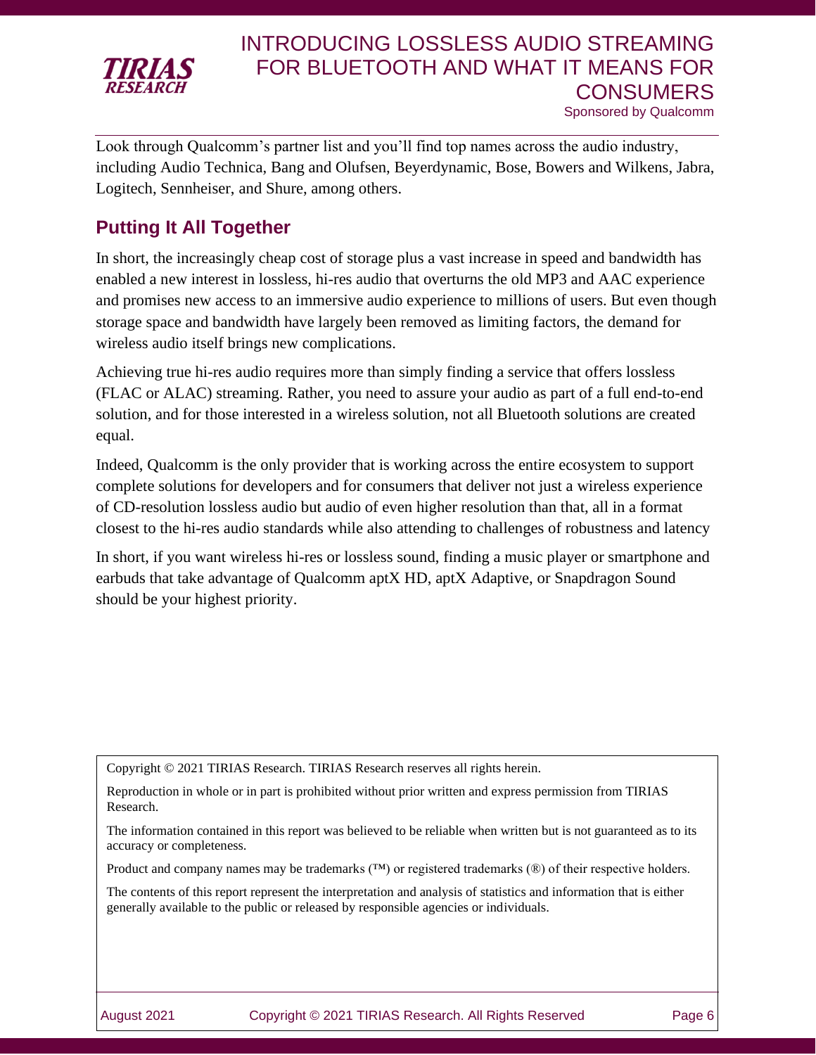Look through Qualcomm's partner list and you'll find top names across the audio industry, including Audio Technica, Bang and Olufsen, Beyerdynamic, Bose, Bowers and Wilkens, Jabra, Logitech, Sennheiser, and Shure, among others.

## Putting It All Together

In short, the increasingly cheap cost of storage plus a vast increase in speed and bandwidth has enabled a new interest in lossless, hi-res audio that overturns the old MP3 and AAC experience and promises new access to an immersive audio experience to millions of users. But even though storage space and bandwidth have largely been removed as limiting factors, the demand for wireless audio itself brings new complications.

Achieving true hi-res audio requires more than simply finding a service that offers lossless (FLAC or ALAC) streaming. Rather, you need to assure your audio as part of a full end-to-end solution, and for those interested in a wireless solution, not all Bluetooth solutions are created equal.

Indeed, Qualcomm is the only provider that is working across the entire ecosystem to support complete solutions for developers and for consumers that deliver not just a wireless experience of CD-resolution lossless audio but audio of even higher resolution than that, all in a format closest to the hi-res audio standards while also attending to challenges of robustness and latency

In short, if you want wireless hi-res or lossless sound, finding a music player or smartphone and earbuds that take advantage of Qualcomm aptX HD, aptX Adaptive, or Snapdragon Sound should be your highest priority.

Copyright © 2021 TIRIAS Research. TIRIAS Research reserves all rights herein.

Reproduction in whole or in part is prohibited without prior written and express permission from TIRIAS Research.

The information contained in this report was believed to be reliable when written but is not guaranteed as to its accuracy or completeness.

Product and company names may be trademarks (™) or registered trademarks (®) of their respective holders.

The contents of this report represent the interpretation and analysis of statistics and information that is either generally available to the public or released by responsible agencies or individuals.